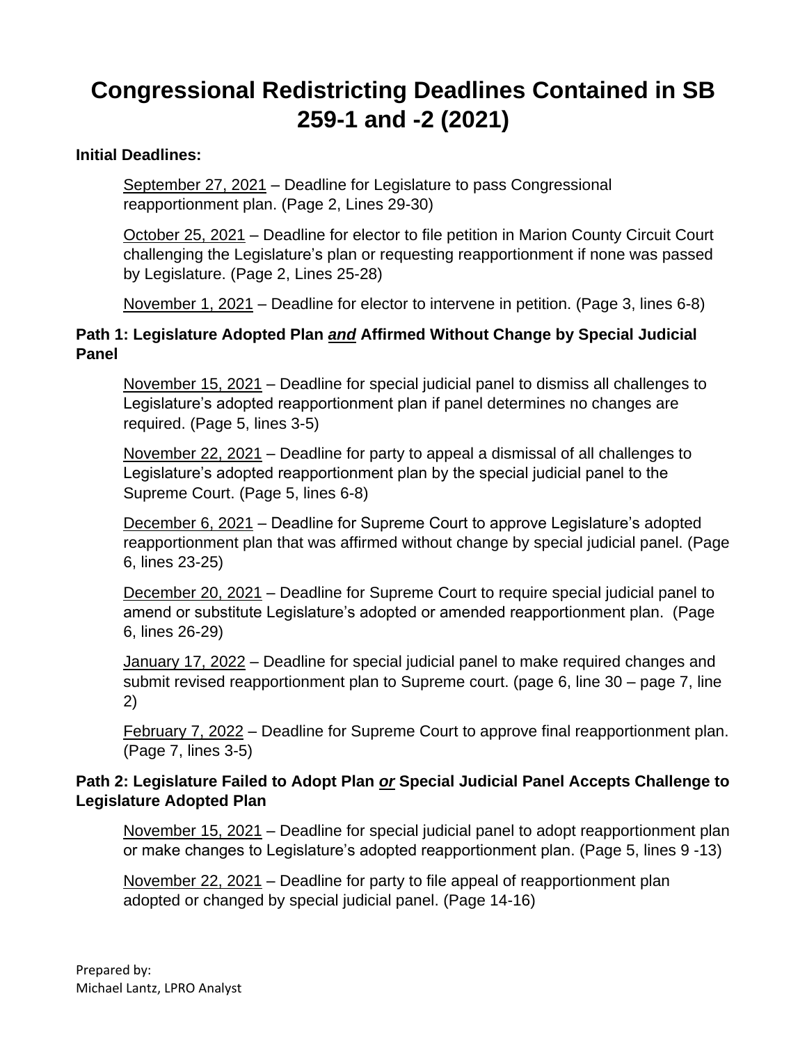# Congressional Redistricting Deadlines Contained in SB 259-1 and -2 (2021)

**Initial Deadlines:**

<u>September 27, 2021</u> – Deadline for Legislature to pass Congressional reapportionment plan. (Page 2, Lines 29-30)

<u>October 25, 2021</u> – Deadline for elector to file petition in Marion County Circuit Court challenging the Legislature's plan or requesting reapportionment if none was passed by Legislature. (Page 2, Lines 25-28)

<u>November 1, 2021</u> – Deadline for elector to intervene in petition. (Page 3, lines 6-8)

**Path 1: Legislature Adopted Plan *and* Affirmed Without Change by Special Judicial Panel**

<u>November 15, 2021</u> – Deadline for special judicial panel to dismiss all challenges to Legislature's adopted reapportionment plan if panel determines no changes are required. (Page 5, lines 3-5)

<u>November 22, 2021</u> – Deadline for party to appeal a dismissal of all challenges to Legislature's adopted reapportionment plan by the special judicial panel to the Supreme Court. (Page 5, lines 6-8)

<u>December 6, 2021</u> – Deadline for Supreme Court to approve Legislature's adopted reapportionment plan that was affirmed without change by special judicial panel. (Page 6, lines 23-25)

<u>December 20, 2021</u> – Deadline for Supreme Court to require special judicial panel to amend or substitute Legislature's adopted or amended reapportionment plan. (Page 6, lines 26-29)

<u>January 17, 2022</u> – Deadline for special judicial panel to make required changes and submit revised reapportionment plan to Supreme court. (page 6, line 30 – page 7, line 2)

<u>February 7, 2022</u> – Deadline for Supreme Court to approve final reapportionment plan. (Page 7, lines 3-5)

**Path 2: Legislature Failed to Adopt Plan *or* Special Judicial Panel Accepts Challenge to Legislature Adopted Plan**

<u>November 15, 2021</u> – Deadline for special judicial panel to adopt reapportionment plan or make changes to Legislature's adopted reapportionment plan. (Page 5, lines 9 -13)

<u>November 22, 2021</u> – Deadline for party to file appeal of reapportionment plan adopted or changed by special judicial panel. (Page 14-16)

Prepared by:
Michael Lantz, LPRO Analyst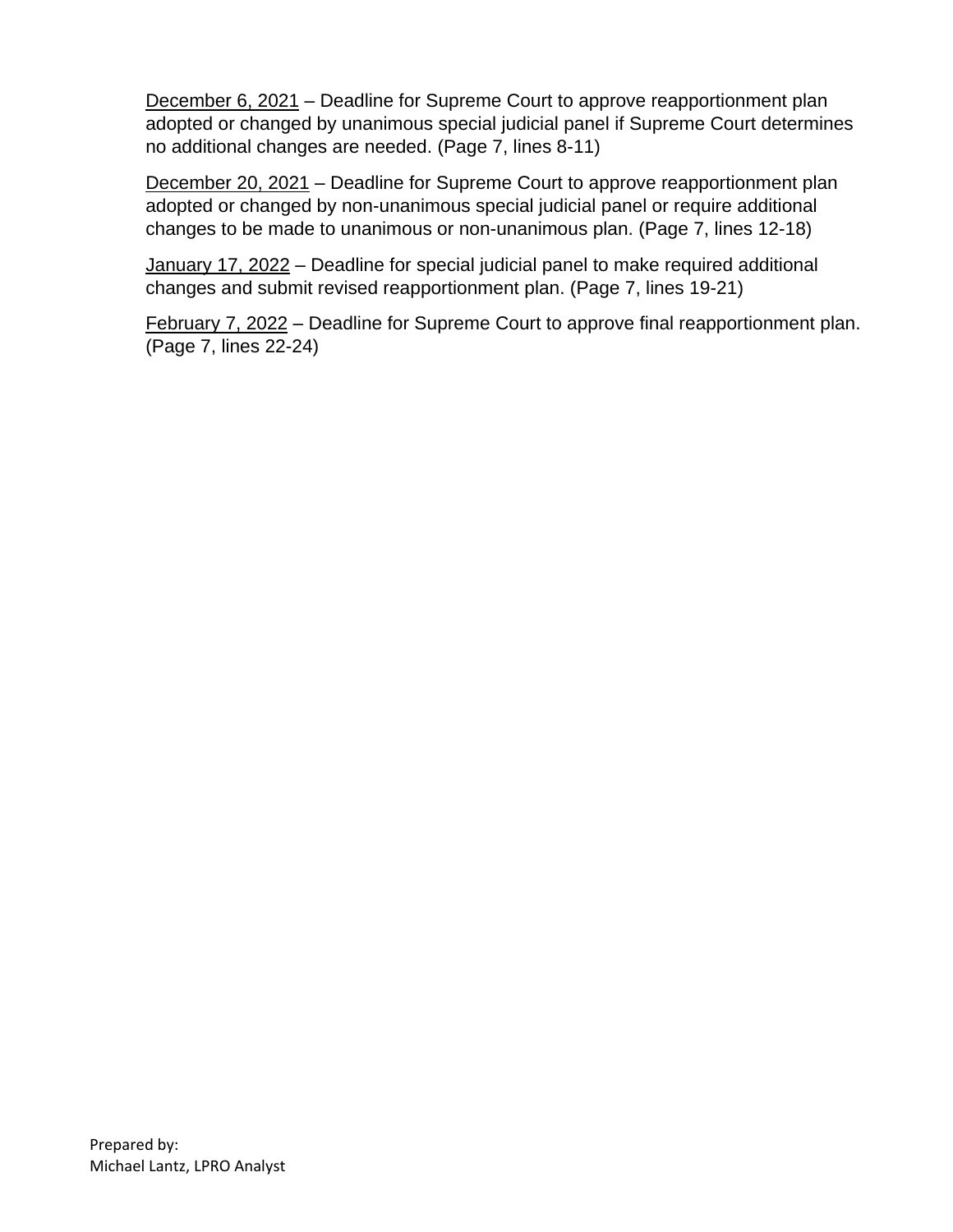<u>December 6, 2021</u> – Deadline for Supreme Court to approve reapportionment plan adopted or changed by unanimous special judicial panel if Supreme Court determines no additional changes are needed. (Page 7, lines 8-11)

<u>December 20, 2021</u> – Deadline for Supreme Court to approve reapportionment plan adopted or changed by non-unanimous special judicial panel or require additional changes to be made to unanimous or non-unanimous plan. (Page 7, lines 12-18)

<u>January 17, 2022</u> – Deadline for special judicial panel to make required additional changes and submit revised reapportionment plan. (Page 7, lines 19-21)

<u>February 7, 2022</u> – Deadline for Supreme Court to approve final reapportionment plan. (Page 7, lines 22-24)

Prepared by:
Michael Lantz, LPRO Analyst